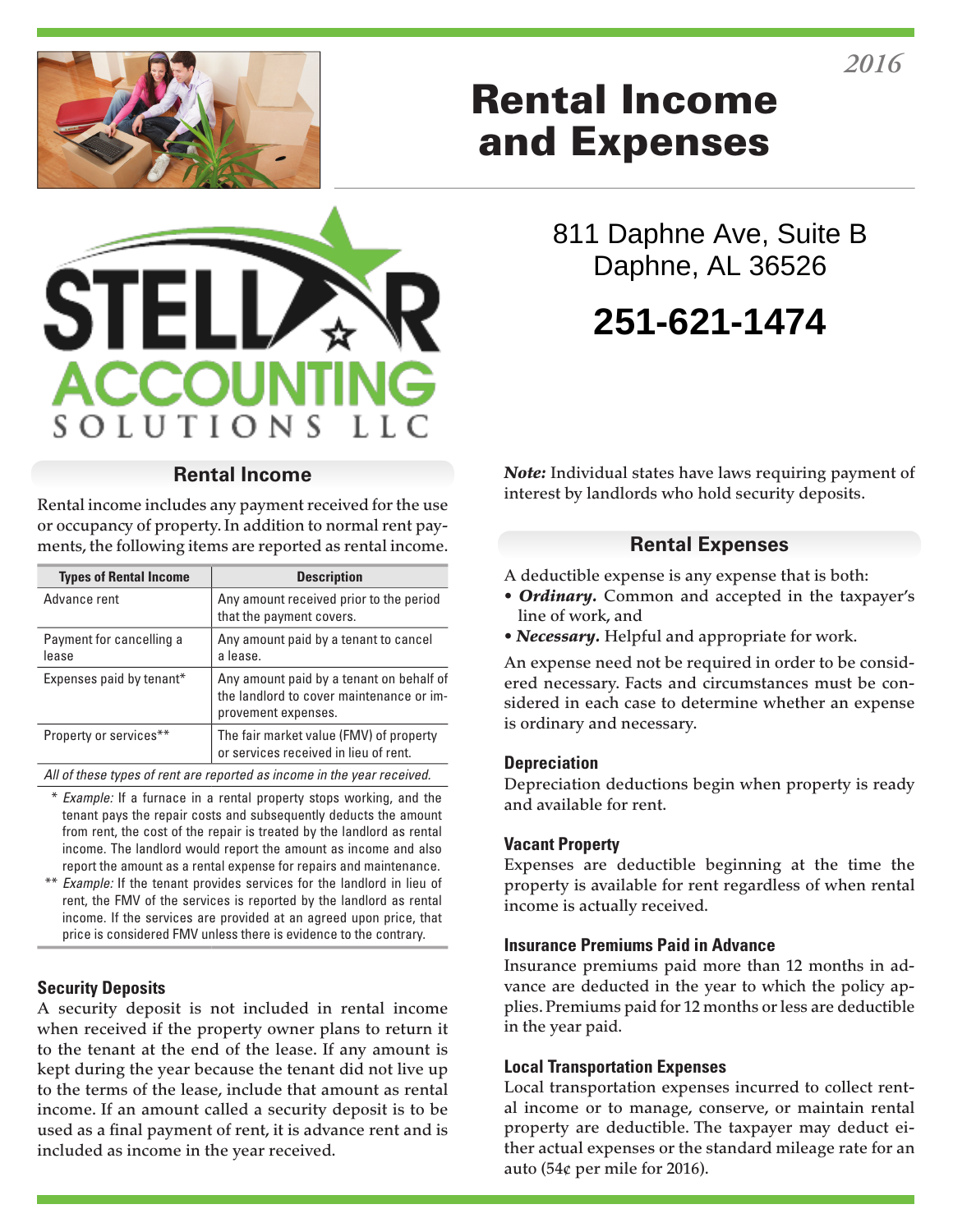2016

# Rental Income and Expenses

STELLAR ACCOUNTING SOLUTIONS LLC

811 Daphne Ave, Suite B
Daphne, AL 36526

**251-621-1474**

## Rental Income

Rental income includes any payment received for the use or occupancy of property. In addition to normal rent payments, the following items are reported as rental income.

| Types of Rental Income | Description |
|---|---|
| Advance rent | Any amount received prior to the period that the payment covers. |
| Payment for cancelling a lease | Any amount paid by a tenant to cancel a lease. |
| Expenses paid by tenant* | Any amount paid by a tenant on behalf of the landlord to cover maintenance or improvement expenses. |
| Property or services** | The fair market value (FMV) of property or services received in lieu of rent. |

*All of these types of rent are reported as income in the year received.*

\* *Example:* If a furnace in a rental property stops working, and the tenant pays the repair costs and subsequently deducts the amount from rent, the cost of the repair is treated by the landlord as rental income. The landlord would report the amount as income and also report the amount as a rental expense for repairs and maintenance.

\*\* *Example:* If the tenant provides services for the landlord in lieu of rent, the FMV of the services is reported by the landlord as rental income. If the services are provided at an agreed upon price, that price is considered FMV unless there is evidence to the contrary.

### Security Deposits

A security deposit is not included in rental income when received if the property owner plans to return it to the tenant at the end of the lease. If any amount is kept during the year because the tenant did not live up to the terms of the lease, include that amount as rental income. If an amount called a security deposit is to be used as a final payment of rent, it is advance rent and is included as income in the year received.

***Note:*** Individual states have laws requiring payment of interest by landlords who hold security deposits.

## Rental Expenses

A deductible expense is any expense that is both:

- ***Ordinary.*** Common and accepted in the taxpayer's line of work, and
- ***Necessary.*** Helpful and appropriate for work.

An expense need not be required in order to be considered necessary. Facts and circumstances must be considered in each case to determine whether an expense is ordinary and necessary.

### Depreciation

Depreciation deductions begin when property is ready and available for rent.

### Vacant Property

Expenses are deductible beginning at the time the property is available for rent regardless of when rental income is actually received.

### Insurance Premiums Paid in Advance

Insurance premiums paid more than 12 months in advance are deducted in the year to which the policy applies. Premiums paid for 12 months or less are deductible in the year paid.

### Local Transportation Expenses

Local transportation expenses incurred to collect rental income or to manage, conserve, or maintain rental property are deductible. The taxpayer may deduct either actual expenses or the standard mileage rate for an auto (54¢ per mile for 2016).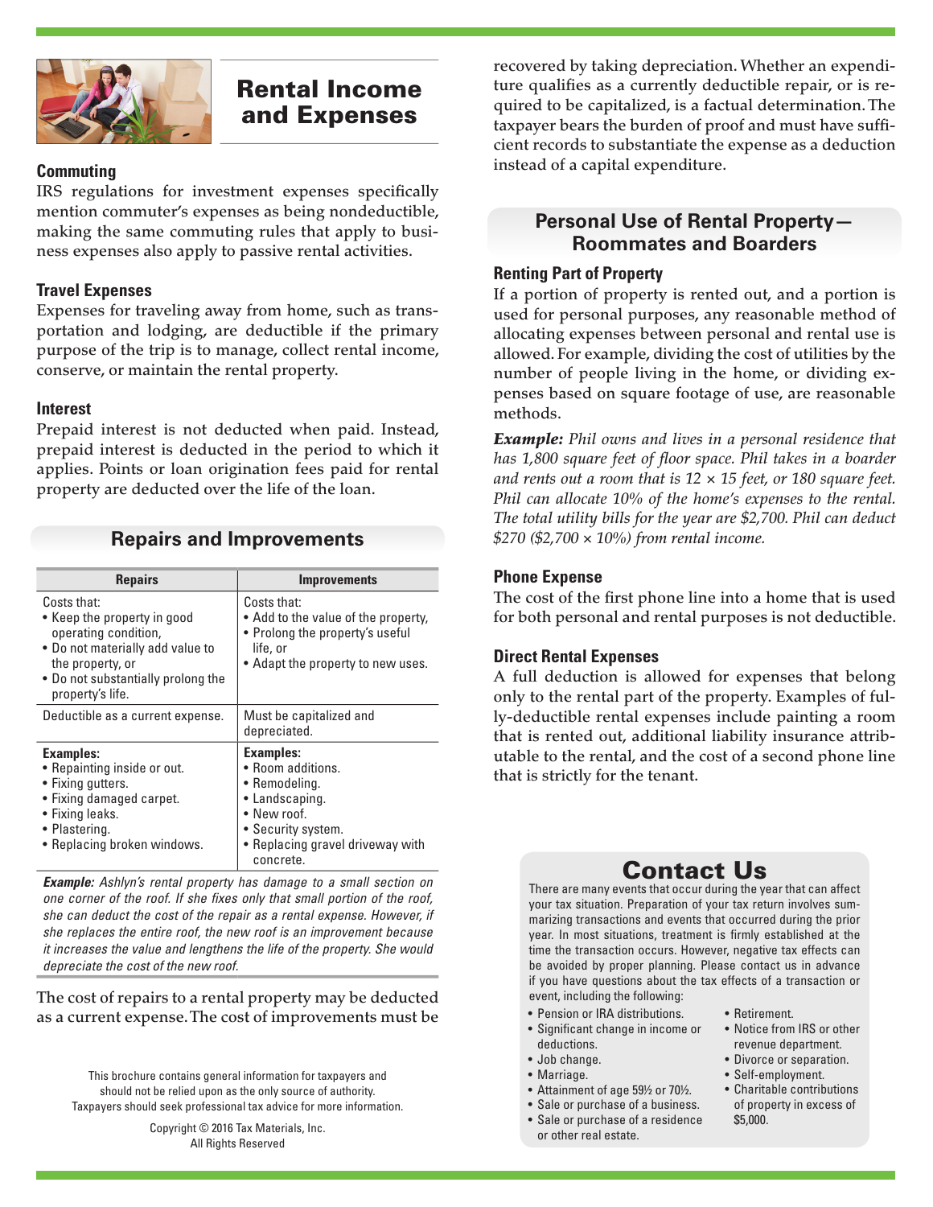# Rental Income and Expenses

### Commuting

IRS regulations for investment expenses specifically mention commuter's expenses as being nondeductible, making the same commuting rules that apply to business expenses also apply to passive rental activities.

### Travel Expenses

Expenses for traveling away from home, such as transportation and lodging, are deductible if the primary purpose of the trip is to manage, collect rental income, conserve, or maintain the rental property.

### Interest

Prepaid interest is not deducted when paid. Instead, prepaid interest is deducted in the period to which it applies. Points or loan origination fees paid for rental property are deducted over the life of the loan.

## Repairs and Improvements

| Repairs | Improvements |
| --- | --- |
| Costs that:<br>• Keep the property in good operating condition,<br>• Do not materially add value to the property, or<br>• Do not substantially prolong the property's life. | Costs that:<br>• Add to the value of the property,<br>• Prolong the property's useful life, or<br>• Adapt the property to new uses. |
| Deductible as a current expense. | Must be capitalized and depreciated. |
| **Examples:**<br>• Repainting inside or out.<br>• Fixing gutters.<br>• Fixing damaged carpet.<br>• Fixing leaks.<br>• Plastering.<br>• Replacing broken windows. | **Examples:**<br>• Room additions.<br>• Remodeling.<br>• Landscaping.<br>• New roof.<br>• Security system.<br>• Replacing gravel driveway with concrete. |

***Example:*** *Ashlyn's rental property has damage to a small section on one corner of the roof. If she fixes only that small portion of the roof, she can deduct the cost of the repair as a rental expense. However, if she replaces the entire roof, the new roof is an improvement because it increases the value and lengthens the life of the property. She would depreciate the cost of the new roof.*

The cost of repairs to a rental property may be deducted as a current expense. The cost of improvements must be recovered by taking depreciation. Whether an expenditure qualifies as a currently deductible repair, or is required to be capitalized, is a factual determination. The taxpayer bears the burden of proof and must have sufficient records to substantiate the expense as a deduction instead of a capital expenditure.

## Personal Use of Rental Property—Roommates and Boarders

### Renting Part of Property

If a portion of property is rented out, and a portion is used for personal purposes, any reasonable method of allocating expenses between personal and rental use is allowed. For example, dividing the cost of utilities by the number of people living in the home, or dividing expenses based on square footage of use, are reasonable methods.

***Example:*** *Phil owns and lives in a personal residence that has 1,800 square feet of floor space. Phil takes in a boarder and rents out a room that is 12 × 15 feet, or 180 square feet. Phil can allocate 10% of the home's expenses to the rental. The total utility bills for the year are $2,700. Phil can deduct $270 ($2,700 × 10%) from rental income.*

### Phone Expense

The cost of the first phone line into a home that is used for both personal and rental purposes is not deductible.

### Direct Rental Expenses

A full deduction is allowed for expenses that belong only to the rental part of the property. Examples of fully-deductible rental expenses include painting a room that is rented out, additional liability insurance attributable to the rental, and the cost of a second phone line that is strictly for the tenant.

## Contact Us

There are many events that occur during the year that can affect your tax situation. Preparation of your tax return involves summarizing transactions and events that occurred during the prior year. In most situations, treatment is firmly established at the time the transaction occurs. However, negative tax effects can be avoided by proper planning. Please contact us in advance if you have questions about the tax effects of a transaction or event, including the following:

- Pension or IRA distributions.
- Significant change in income or deductions.
- Job change.
- Marriage.
- Attainment of age 59½ or 70½.
- Sale or purchase of a business.
- Sale or purchase of a residence or other real estate.
- Retirement.
- Notice from IRS or other revenue department.
- Divorce or separation.
- Self-employment.
- Charitable contributions of property in excess of $5,000.

This brochure contains general information for taxpayers and should not be relied upon as the only source of authority. Taxpayers should seek professional tax advice for more information.

Copyright © 2016 Tax Materials, Inc. All Rights Reserved